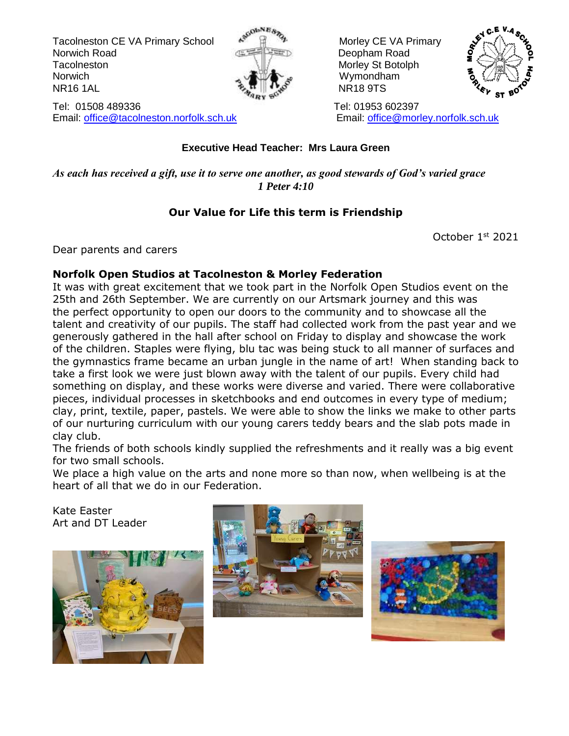Tacolneston CE VA Primary School
Norwich Road
Tacolneston
Norwich
NR16 1AL

Tel: 01508 489336
Email: office@tacolneston.norfolk.sch.uk

Morley CE VA Primary
Deopham Road
Morley St Botolph
Wymondham
NR18 9TS

Tel: 01953 602397
Email: office@morley.norfolk.sch.uk

**Executive Head Teacher: Mrs Laura Green**

*As each has received a gift, use it to serve one another, as good stewards of God's varied grace*
*1 Peter 4:10*

**Our Value for Life this term is Friendship**

October 1st 2021

Dear parents and carers

**Norfolk Open Studios at Tacolneston & Morley Federation**

It was with great excitement that we took part in the Norfolk Open Studios event on the 25th and 26th September. We are currently on our Artsmark journey and this was the perfect opportunity to open our doors to the community and to showcase all the talent and creativity of our pupils. The staff had collected work from the past year and we generously gathered in the hall after school on Friday to display and showcase the work of the children. Staples were flying, blu tac was being stuck to all manner of surfaces and the gymnastics frame became an urban jungle in the name of art! When standing back to take a first look we were just blown away with the talent of our pupils. Every child had something on display, and these works were diverse and varied. There were collaborative pieces, individual processes in sketchbooks and end outcomes in every type of medium; clay, print, textile, paper, pastels. We were able to show the links we make to other parts of our nurturing curriculum with our young carers teddy bears and the slab pots made in clay club.

The friends of both schools kindly supplied the refreshments and it really was a big event for two small schools.

We place a high value on the arts and none more so than now, when wellbeing is at the heart of all that we do in our Federation.

Kate Easter
Art and DT Leader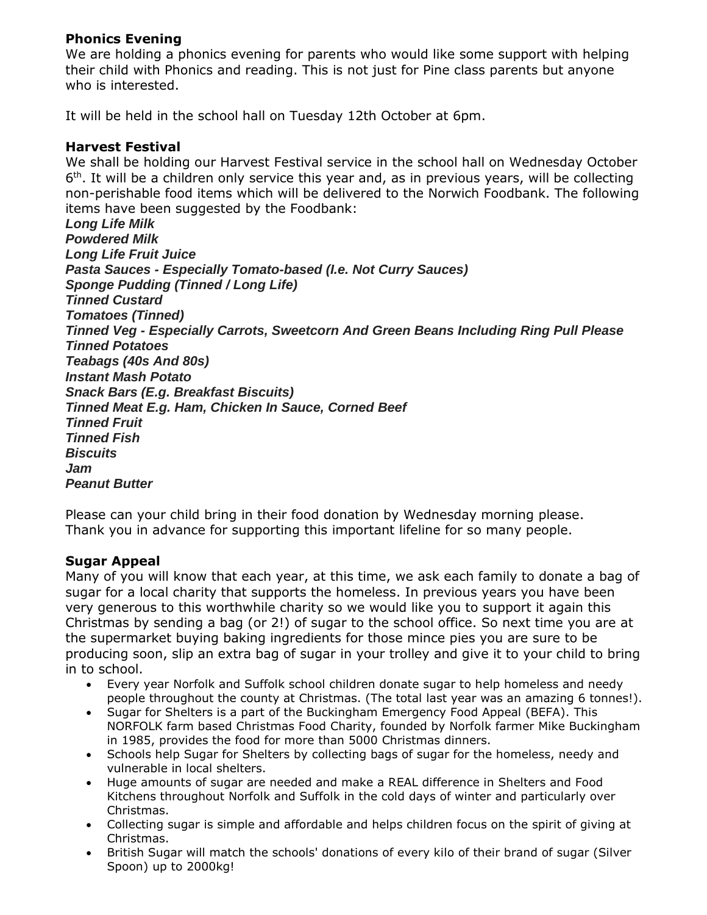**Phonics Evening**

We are holding a phonics evening for parents who would like some support with helping their child with Phonics and reading. This is not just for Pine class parents but anyone who is interested.

It will be held in the school hall on Tuesday 12th October at 6pm.

**Harvest Festival**

We shall be holding our Harvest Festival service in the school hall on Wednesday October 6th. It will be a children only service this year and, as in previous years, will be collecting non-perishable food items which will be delivered to the Norwich Foodbank. The following items have been suggested by the Foodbank:

***Long Life Milk***
***Powdered Milk***
***Long Life Fruit Juice***
***Pasta Sauces - Especially Tomato-based (I.e. Not Curry Sauces)***
***Sponge Pudding (Tinned / Long Life)***
***Tinned Custard***
***Tomatoes (Tinned)***
***Tinned Veg - Especially Carrots, Sweetcorn And Green Beans Including Ring Pull Please***
***Tinned Potatoes***
***Teabags (40s And 80s)***
***Instant Mash Potato***
***Snack Bars (E.g. Breakfast Biscuits)***
***Tinned Meat E.g. Ham, Chicken In Sauce, Corned Beef***
***Tinned Fruit***
***Tinned Fish***
***Biscuits***
***Jam***
***Peanut Butter***

Please can your child bring in their food donation by Wednesday morning please.
Thank you in advance for supporting this important lifeline for so many people.

**Sugar Appeal**

Many of you will know that each year, at this time, we ask each family to donate a bag of sugar for a local charity that supports the homeless. In previous years you have been very generous to this worthwhile charity so we would like you to support it again this Christmas by sending a bag (or 2!) of sugar to the school office. So next time you are at the supermarket buying baking ingredients for those mince pies you are sure to be producing soon, slip an extra bag of sugar in your trolley and give it to your child to bring in to school.

- Every year Norfolk and Suffolk school children donate sugar to help homeless and needy people throughout the county at Christmas. (The total last year was an amazing 6 tonnes!).
- Sugar for Shelters is a part of the Buckingham Emergency Food Appeal (BEFA). This NORFOLK farm based Christmas Food Charity, founded by Norfolk farmer Mike Buckingham in 1985, provides the food for more than 5000 Christmas dinners.
- Schools help Sugar for Shelters by collecting bags of sugar for the homeless, needy and vulnerable in local shelters.
- Huge amounts of sugar are needed and make a REAL difference in Shelters and Food Kitchens throughout Norfolk and Suffolk in the cold days of winter and particularly over Christmas.
- Collecting sugar is simple and affordable and helps children focus on the spirit of giving at Christmas.
- British Sugar will match the schools' donations of every kilo of their brand of sugar (Silver Spoon) up to 2000kg!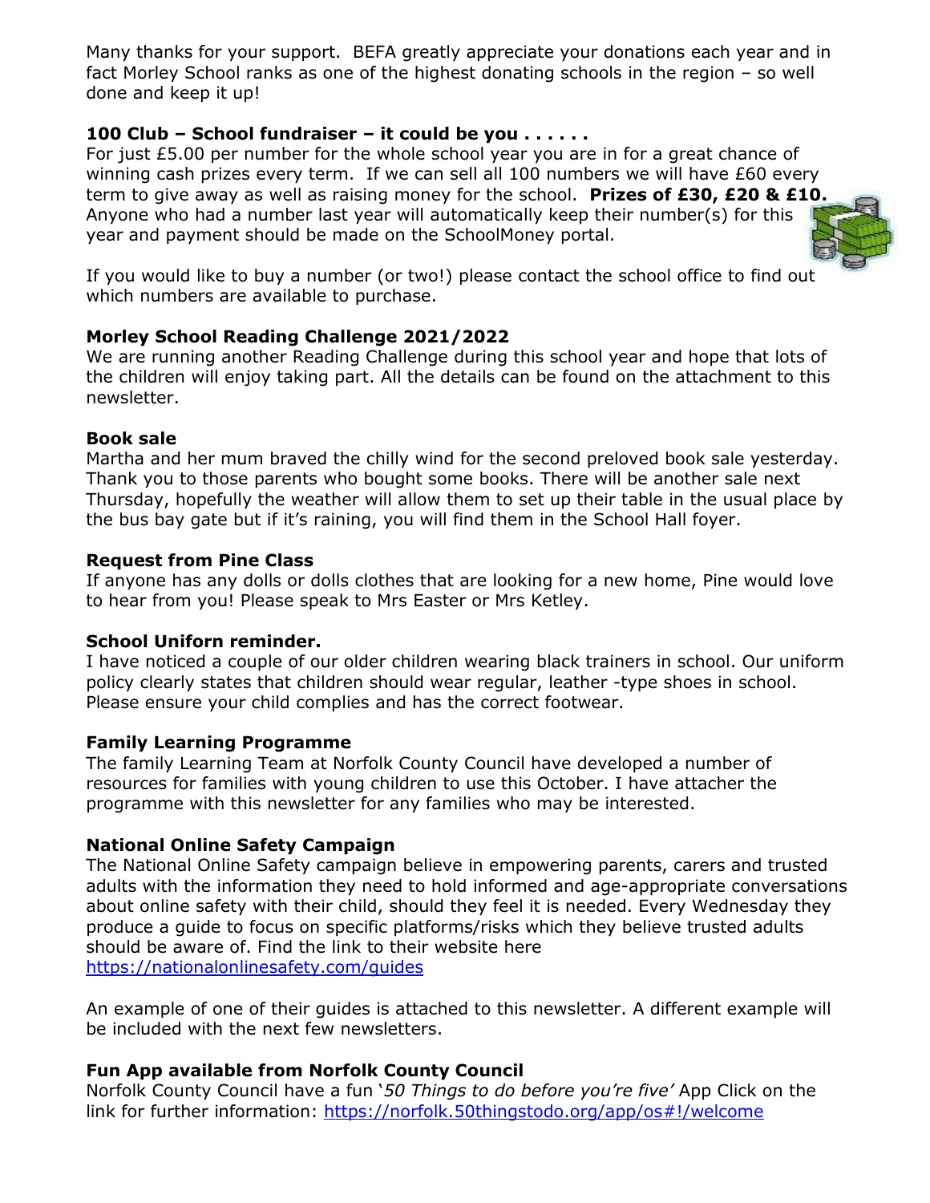Many thanks for your support. BEFA greatly appreciate your donations each year and in fact Morley School ranks as one of the highest donating schools in the region – so well done and keep it up!

### 100 Club – School fundraiser – it could be you . . . . . .

For just £5.00 per number for the whole school year you are in for a great chance of winning cash prizes every term. If we can sell all 100 numbers we will have £60 every term to give away as well as raising money for the school. **Prizes of £30, £20 & £10.** Anyone who had a number last year will automatically keep their number(s) for this year and payment should be made on the SchoolMoney portal.

If you would like to buy a number (or two!) please contact the school office to find out which numbers are available to purchase.

### Morley School Reading Challenge 2021/2022

We are running another Reading Challenge during this school year and hope that lots of the children will enjoy taking part. All the details can be found on the attachment to this newsletter.

### Book sale

Martha and her mum braved the chilly wind for the second preloved book sale yesterday. Thank you to those parents who bought some books. There will be another sale next Thursday, hopefully the weather will allow them to set up their table in the usual place by the bus bay gate but if it's raining, you will find them in the School Hall foyer.

### Request from Pine Class

If anyone has any dolls or dolls clothes that are looking for a new home, Pine would love to hear from you! Please speak to Mrs Easter or Mrs Ketley.

### School Uniforn reminder.

I have noticed a couple of our older children wearing black trainers in school. Our uniform policy clearly states that children should wear regular, leather -type shoes in school. Please ensure your child complies and has the correct footwear.

### Family Learning Programme

The family Learning Team at Norfolk County Council have developed a number of resources for families with young children to use this October. I have attacher the programme with this newsletter for any families who may be interested.

### National Online Safety Campaign

The National Online Safety campaign believe in empowering parents, carers and trusted adults with the information they need to hold informed and age-appropriate conversations about online safety with their child, should they feel it is needed. Every Wednesday they produce a guide to focus on specific platforms/risks which they believe trusted adults should be aware of. Find the link to their website here
https://nationalonlinesafety.com/guides

An example of one of their guides is attached to this newsletter. A different example will be included with the next few newsletters.

### Fun App available from Norfolk County Council

Norfolk County Council have a fun '*50 Things to do before you're five'* App Click on the link for further information: https://norfolk.50thingstodo.org/app/os#!/welcome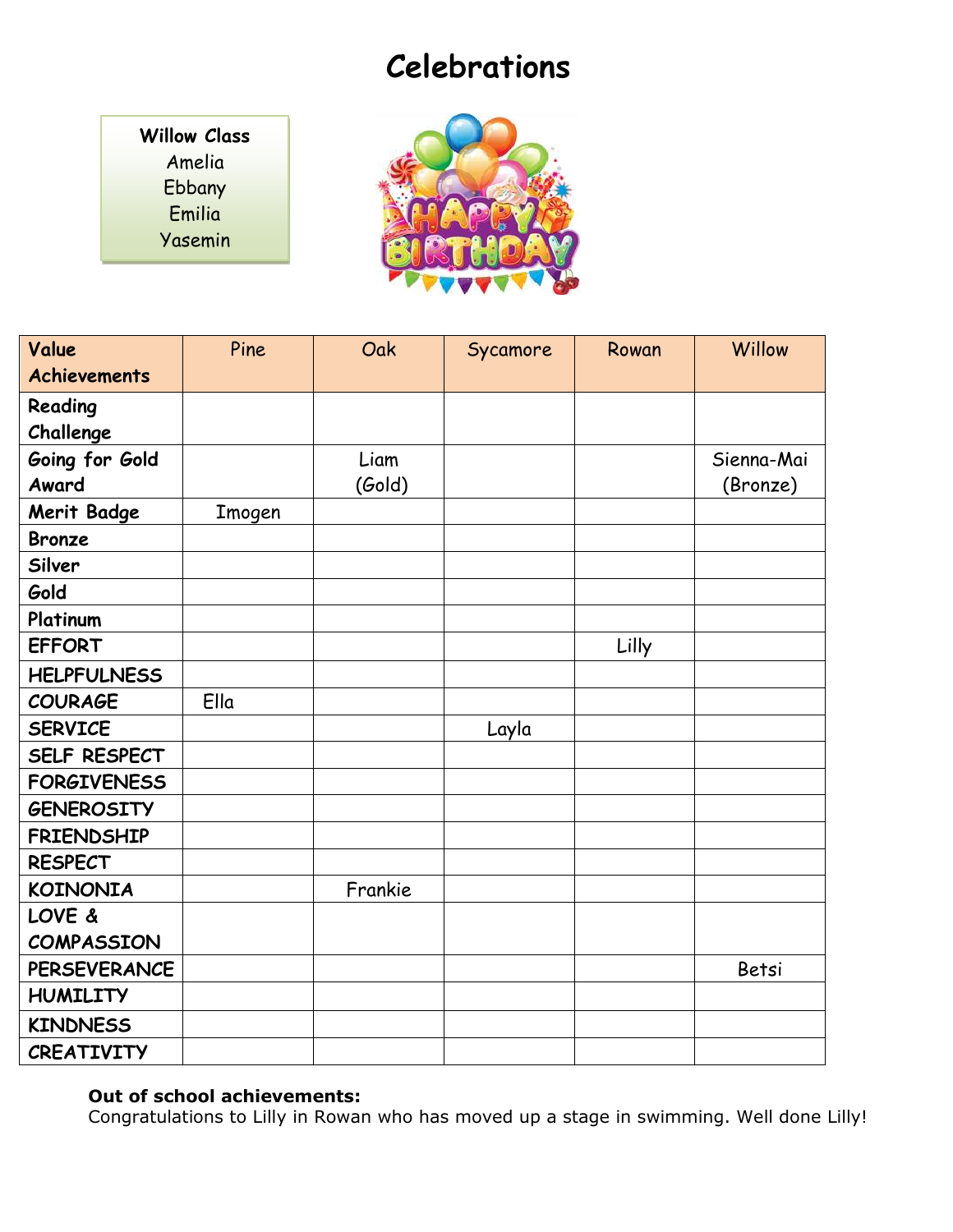# Celebrations

**Willow Class**
Amelia
Ebbany
Emilia
Yasemin

| Value Achievements | Pine | Oak | Sycamore | Rowan | Willow |
|---|---|---|---|---|---|
| Reading Challenge | | | | | |
| Going for Gold Award | | Liam (Gold) | | | Sienna-Mai (Bronze) |
| Merit Badge | Imogen | | | | |
| Bronze | | | | | |
| Silver | | | | | |
| Gold | | | | | |
| Platinum | | | | | |
| EFFORT | | | | Lilly | |
| HELPFULNESS | | | | | |
| COURAGE | Ella | | | | |
| SERVICE | | | Layla | | |
| SELF RESPECT | | | | | |
| FORGIVENESS | | | | | |
| GENEROSITY | | | | | |
| FRIENDSHIP | | | | | |
| RESPECT | | | | | |
| KOINONIA | | Frankie | | | |
| LOVE & COMPASSION | | | | | |
| PERSEVERANCE | | | | | Betsi |
| HUMILITY | | | | | |
| KINDNESS | | | | | |
| CREATIVITY | | | | | |

**Out of school achievements:**
Congratulations to Lilly in Rowan who has moved up a stage in swimming. Well done Lilly!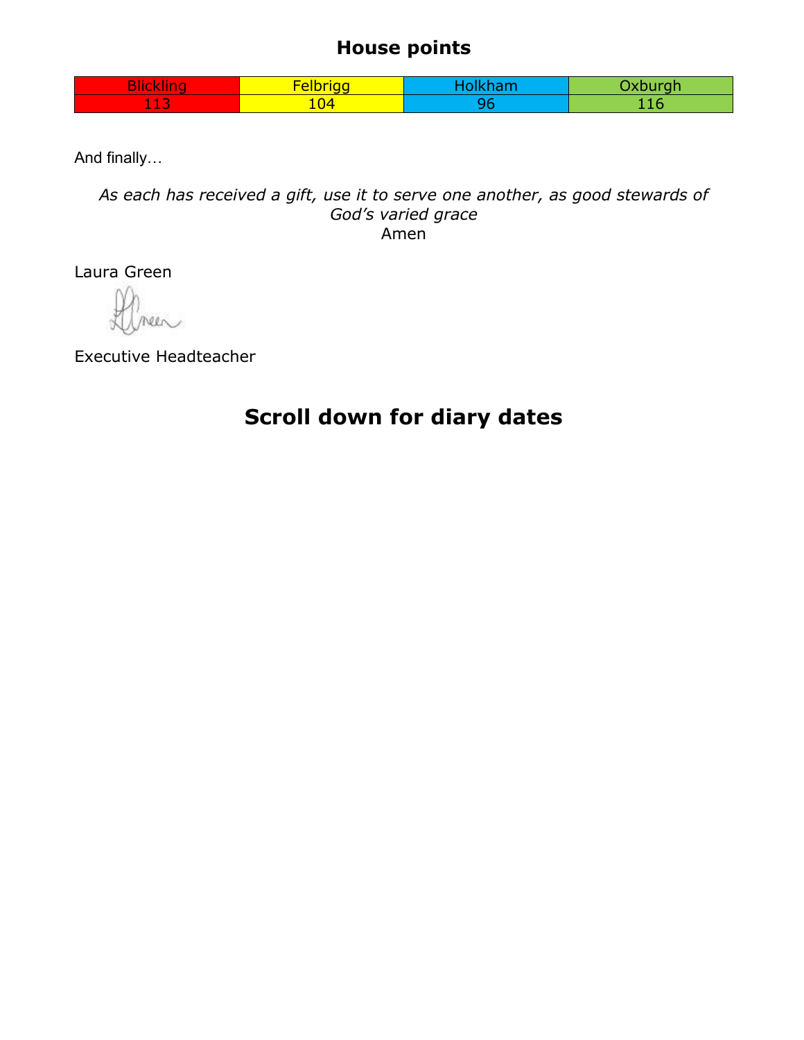## House points

| Blickling | Felbrigg | Holkham | Oxburgh |
|---|---|---|---|
| 113 | 104 | 96 | 116 |

And finally…

*As each has received a gift, use it to serve one another, as good stewards of God's varied grace*
Amen

Laura Green

Executive Headteacher

# Scroll down for diary dates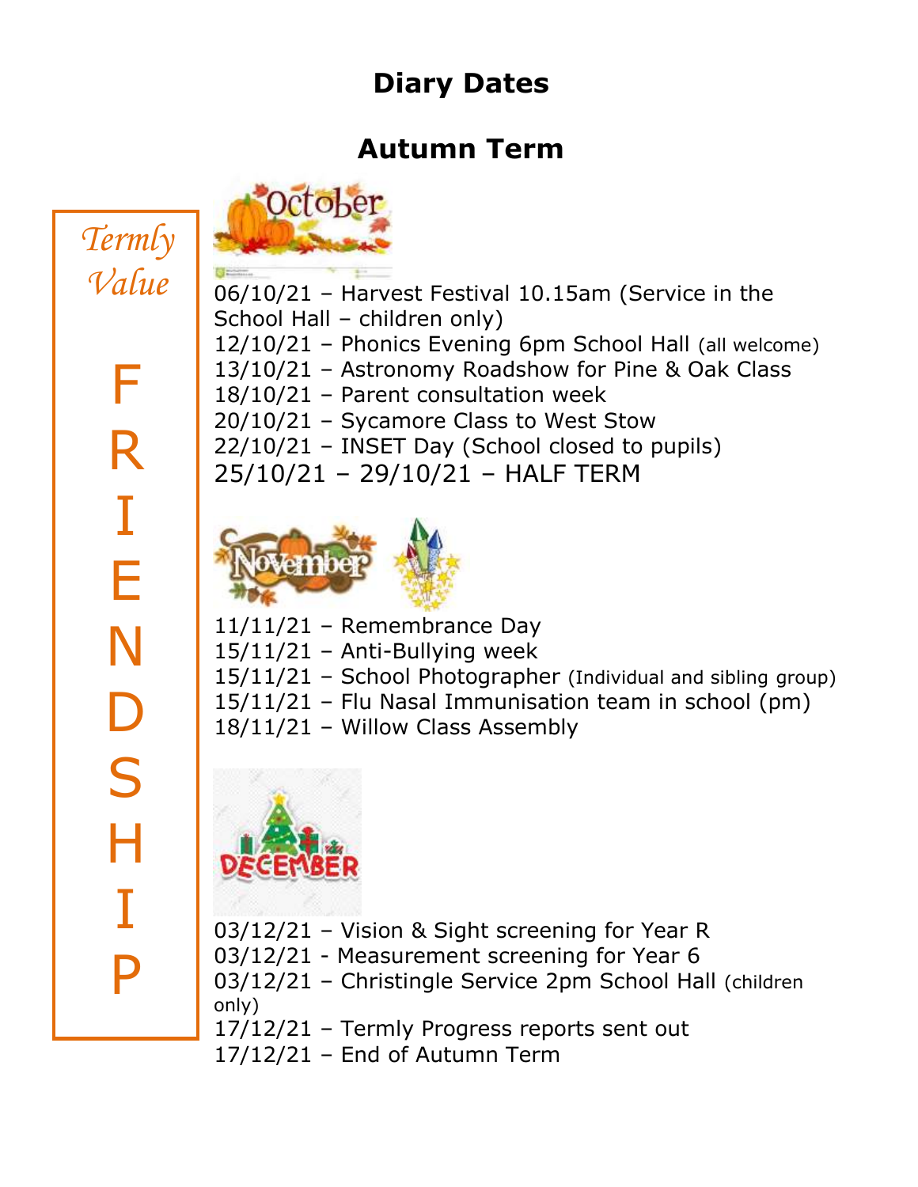# Diary Dates

## Autumn Term

*Termly Value*

FRIENDSHIP

### October

06/10/21 – Harvest Festival 10.15am (Service in the School Hall – children only)
12/10/21 – Phonics Evening 6pm School Hall (all welcome)
13/10/21 – Astronomy Roadshow for Pine & Oak Class
18/10/21 – Parent consultation week
20/10/21 – Sycamore Class to West Stow
22/10/21 – INSET Day (School closed to pupils)
25/10/21 – 29/10/21 – HALF TERM

### November

11/11/21 – Remembrance Day
15/11/21 – Anti-Bullying week
15/11/21 – School Photographer (Individual and sibling group)
15/11/21 – Flu Nasal Immunisation team in school (pm)
18/11/21 – Willow Class Assembly

### December

03/12/21 – Vision & Sight screening for Year R
03/12/21 - Measurement screening for Year 6
03/12/21 – Christingle Service 2pm School Hall (children only)
17/12/21 – Termly Progress reports sent out
17/12/21 – End of Autumn Term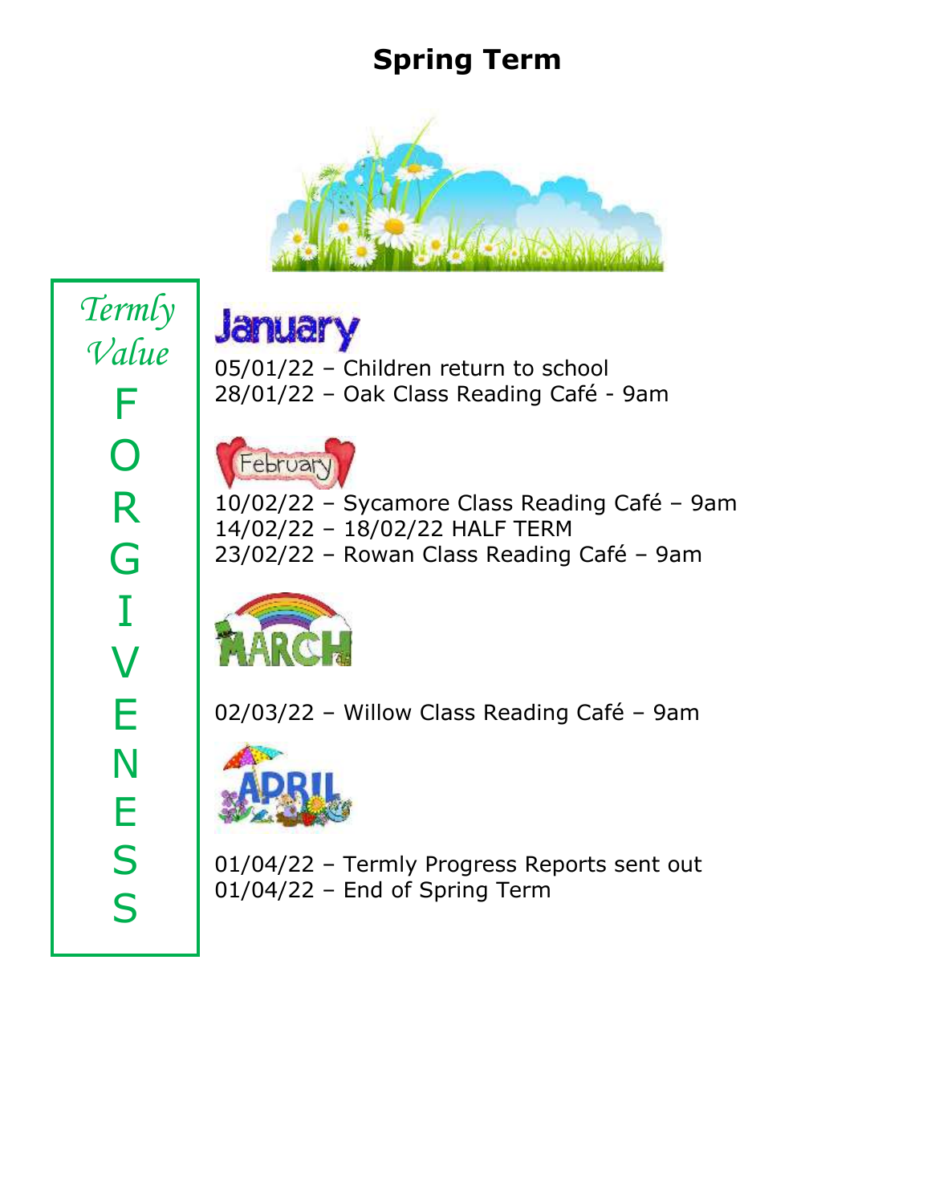# Spring Term

*Termly Value*

**FORGIVENESS**

## January

05/01/22 – Children return to school
28/01/22 – Oak Class Reading Café - 9am

## February

10/02/22 – Sycamore Class Reading Café – 9am
14/02/22 – 18/02/22 HALF TERM
23/02/22 – Rowan Class Reading Café – 9am

## March

02/03/22 – Willow Class Reading Café – 9am

## April

01/04/22 – Termly Progress Reports sent out
01/04/22 – End of Spring Term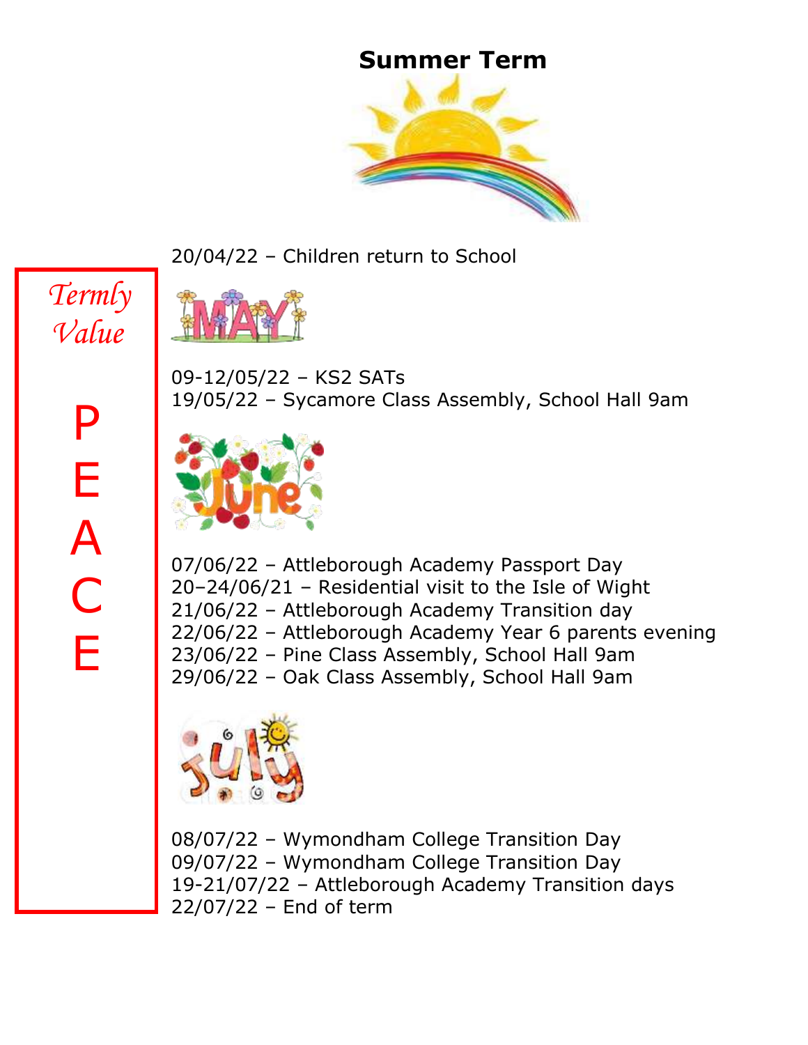# Summer Term

20/04/22 – Children return to School

*Termly Value*

P
E
A
C
E

09-12/05/22 – KS2 SATs
19/05/22 – Sycamore Class Assembly, School Hall 9am

07/06/22 – Attleborough Academy Passport Day
20–24/06/21 – Residential visit to the Isle of Wight
21/06/22 – Attleborough Academy Transition day
22/06/22 – Attleborough Academy Year 6 parents evening
23/06/22 – Pine Class Assembly, School Hall 9am
29/06/22 – Oak Class Assembly, School Hall 9am

08/07/22 – Wymondham College Transition Day
09/07/22 – Wymondham College Transition Day
19-21/07/22 – Attleborough Academy Transition days
22/07/22 – End of term